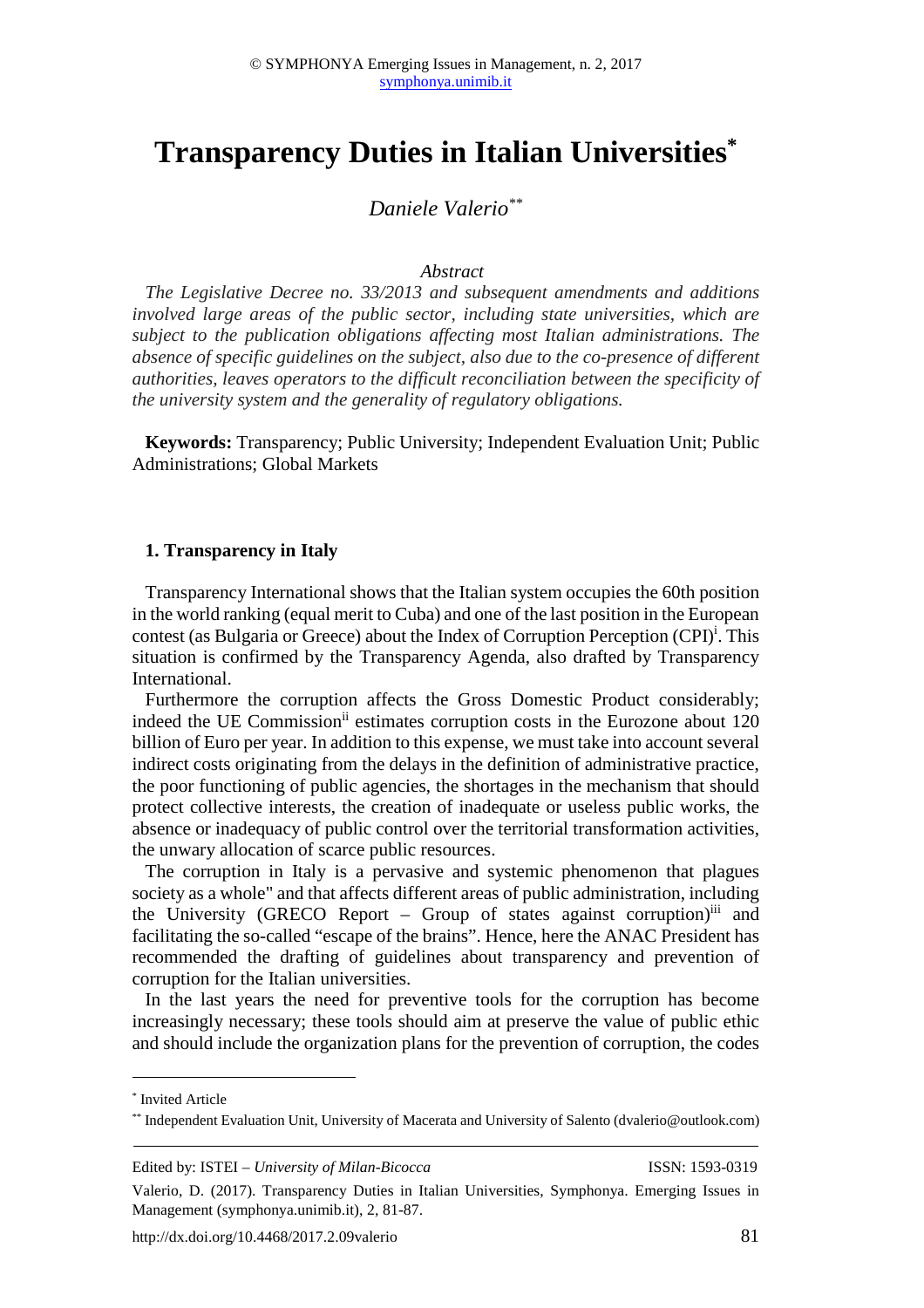# Transparency Duties in Italian Universities[*]

*Daniele Valerio*[**]

*Abstract*

*The Legislative Decree no. 33/2013 and subsequent amendments and additions involved large areas of the public sector, including state universities, which are subject to the publication obligations affecting most Italian administrations. The absence of specific guidelines on the subject, also due to the co-presence of different authorities, leaves operators to the difficult reconciliation between the specificity of the university system and the generality of regulatory obligations.*

**Keywords:** Transparency; Public University; Independent Evaluation Unit; Public Administrations; Global Markets

## 1. Transparency in Italy

Transparency International shows that the Italian system occupies the 60th position in the world ranking (equal merit to Cuba) and one of the last position in the European contest (as Bulgaria or Greece) about the Index of Corruption Perception (CPI)[i]. This situation is confirmed by the Transparency Agenda, also drafted by Transparency International.

Furthermore the corruption affects the Gross Domestic Product considerably; indeed the UE Commission[ii] estimates corruption costs in the Eurozone about 120 billion of Euro per year. In addition to this expense, we must take into account several indirect costs originating from the delays in the definition of administrative practice, the poor functioning of public agencies, the shortages in the mechanism that should protect collective interests, the creation of inadequate or useless public works, the absence or inadequacy of public control over the territorial transformation activities, the unwary allocation of scarce public resources.

The corruption in Italy is a pervasive and systemic phenomenon that plagues society as a whole" and that affects different areas of public administration, including the University (GRECO Report – Group of states against corruption)[iii] and facilitating the so-called "escape of the brains". Hence, here the ANAC President has recommended the drafting of guidelines about transparency and prevention of corruption for the Italian universities.

In the last years the need for preventive tools for the corruption has become increasingly necessary; these tools should aim at preserve the value of public ethic and should include the organization plans for the prevention of corruption, the codes

---

[*] Invited Article

[**] Independent Evaluation Unit, University of Macerata and University of Salento (dvalerio@outlook.com)

Edited by: ISTEI – *University of Milan-Bicocca* ISSN: 1593-0319

Valerio, D. (2017). Transparency Duties in Italian Universities, Symphonya. Emerging Issues in Management (symphonya.unimib.it), 2, 81-87.

http://dx.doi.org/10.4468/2017.2.09valerio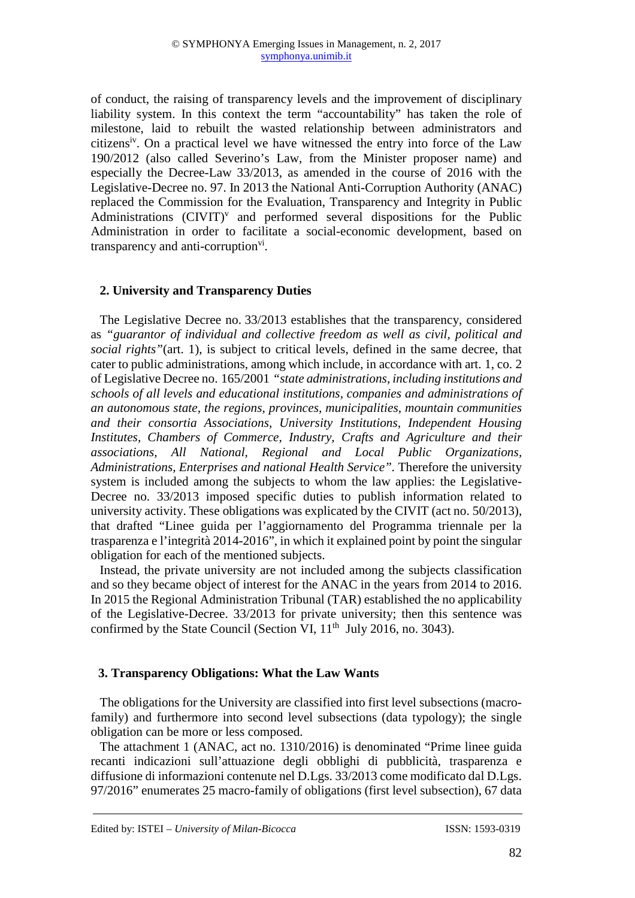of conduct, the raising of transparency levels and the improvement of disciplinary liability system. In this context the term "accountability" has taken the role of milestone, laid to rebuilt the wasted relationship between administrators and citizens[iv]. On a practical level we have witnessed the entry into force of the Law 190/2012 (also called Severino's Law, from the Minister proposer name) and especially the Decree-Law 33/2013, as amended in the course of 2016 with the Legislative-Decree no. 97. In 2013 the National Anti-Corruption Authority (ANAC) replaced the Commission for the Evaluation, Transparency and Integrity in Public Administrations (CIVIT)[v] and performed several dispositions for the Public Administration in order to facilitate a social-economic development, based on transparency and anti-corruption[vi].

## 2. University and Transparency Duties

The Legislative Decree no. 33/2013 establishes that the transparency, considered as *"guarantor of individual and collective freedom as well as civil, political and social rights"*(art. 1), is subject to critical levels, defined in the same decree, that cater to public administrations, among which include, in accordance with art. 1, co. 2 of Legislative Decree no. 165/2001 *"state administrations, including institutions and schools of all levels and educational institutions, companies and administrations of an autonomous state, the regions, provinces, municipalities, mountain communities and their consortia Associations, University Institutions, Independent Housing Institutes, Chambers of Commerce, Industry, Crafts and Agriculture and their associations, All National, Regional and Local Public Organizations, Administrations, Enterprises and national Health Service"*. Therefore the university system is included among the subjects to whom the law applies: the Legislative-Decree no. 33/2013 imposed specific duties to publish information related to university activity. These obligations was explicated by the CIVIT (act no. 50/2013), that drafted "Linee guida per l'aggiornamento del Programma triennale per la trasparenza e l'integrità 2014-2016", in which it explained point by point the singular obligation for each of the mentioned subjects.

Instead, the private university are not included among the subjects classification and so they became object of interest for the ANAC in the years from 2014 to 2016. In 2015 the Regional Administration Tribunal (TAR) established the no applicability of the Legislative-Decree. 33/2013 for private university; then this sentence was confirmed by the State Council (Section VI, 11[th] July 2016, no. 3043).

## 3. Transparency Obligations: What the Law Wants

The obligations for the University are classified into first level subsections (macro-family) and furthermore into second level subsections (data typology); the single obligation can be more or less composed.

The attachment 1 (ANAC, act no. 1310/2016) is denominated "Prime linee guida recanti indicazioni sull'attuazione degli obblighi di pubblicità, trasparenza e diffusione di informazioni contenute nel D.Lgs. 33/2013 come modificato dal D.Lgs. 97/2016" enumerates 25 macro-family of obligations (first level subsection), 67 data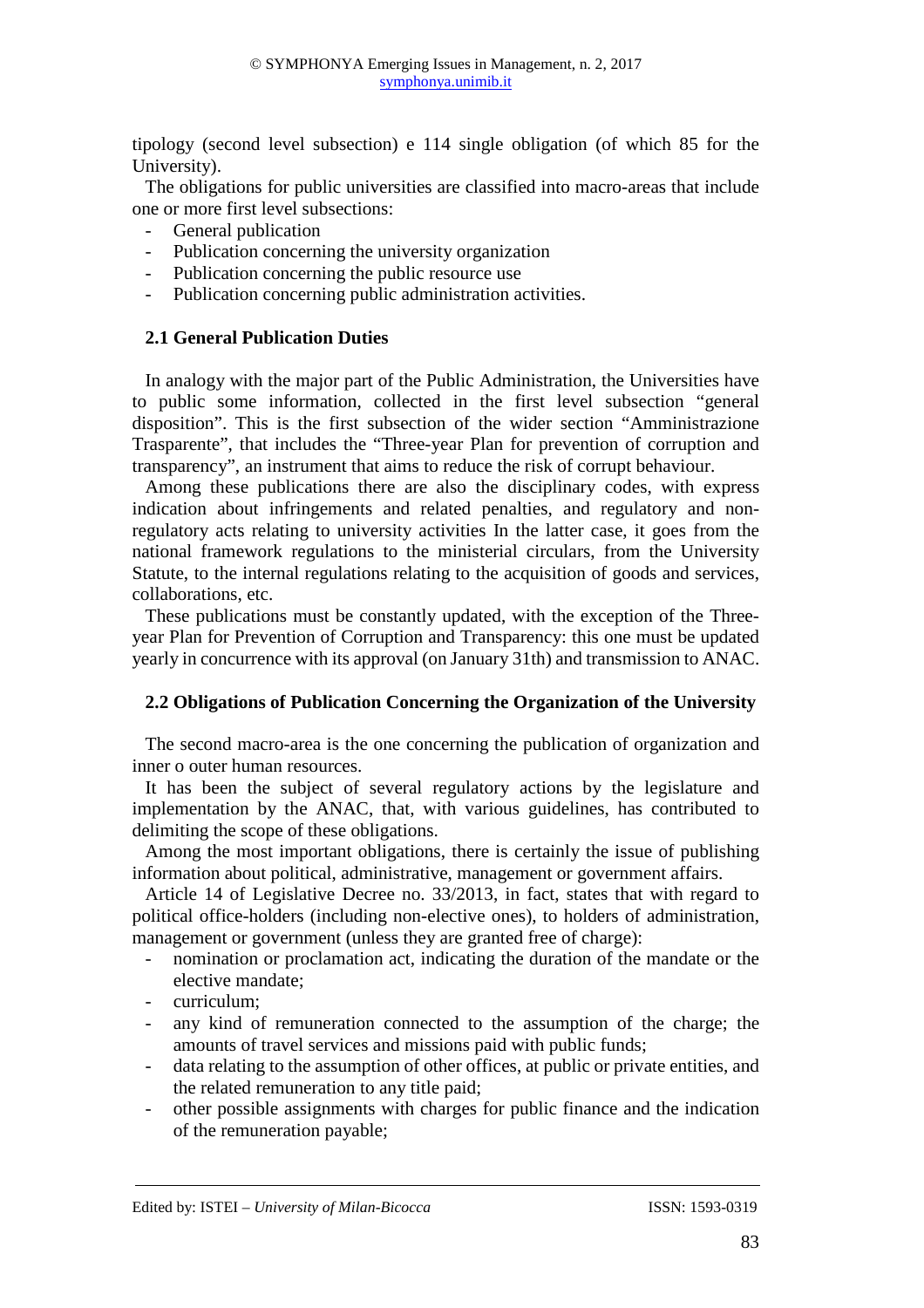tipology (second level subsection) e 114 single obligation (of which 85 for the University).

The obligations for public universities are classified into macro-areas that include one or more first level subsections:

- General publication
- Publication concerning the university organization
- Publication concerning the public resource use
- Publication concerning public administration activities.

### 2.1 General Publication Duties

In analogy with the major part of the Public Administration, the Universities have to public some information, collected in the first level subsection "general disposition". This is the first subsection of the wider section "Amministrazione Trasparente", that includes the "Three-year Plan for prevention of corruption and transparency", an instrument that aims to reduce the risk of corrupt behaviour.

Among these publications there are also the disciplinary codes, with express indication about infringements and related penalties, and regulatory and non-regulatory acts relating to university activities In the latter case, it goes from the national framework regulations to the ministerial circulars, from the University Statute, to the internal regulations relating to the acquisition of goods and services, collaborations, etc.

These publications must be constantly updated, with the exception of the Three-year Plan for Prevention of Corruption and Transparency: this one must be updated yearly in concurrence with its approval (on January 31th) and transmission to ANAC.

### 2.2 Obligations of Publication Concerning the Organization of the University

The second macro-area is the one concerning the publication of organization and inner o outer human resources.

It has been the subject of several regulatory actions by the legislature and implementation by the ANAC, that, with various guidelines, has contributed to delimiting the scope of these obligations.

Among the most important obligations, there is certainly the issue of publishing information about political, administrative, management or government affairs.

Article 14 of Legislative Decree no. 33/2013, in fact, states that with regard to political office-holders (including non-elective ones), to holders of administration, management or government (unless they are granted free of charge):

- nomination or proclamation act, indicating the duration of the mandate or the elective mandate;
- curriculum;
- any kind of remuneration connected to the assumption of the charge; the amounts of travel services and missions paid with public funds;
- data relating to the assumption of other offices, at public or private entities, and the related remuneration to any title paid;
- other possible assignments with charges for public finance and the indication of the remuneration payable;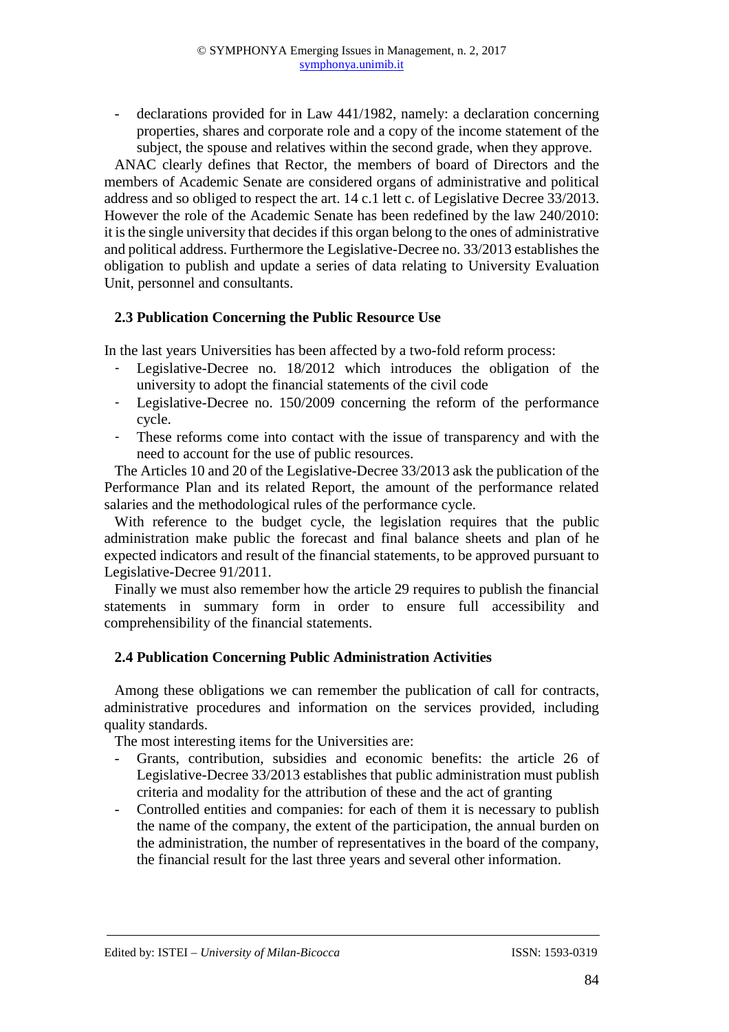- declarations provided for in Law 441/1982, namely: a declaration concerning properties, shares and corporate role and a copy of the income statement of the subject, the spouse and relatives within the second grade, when they approve.

ANAC clearly defines that Rector, the members of board of Directors and the members of Academic Senate are considered organs of administrative and political address and so obliged to respect the art. 14 c.1 lett c. of Legislative Decree 33/2013. However the role of the Academic Senate has been redefined by the law 240/2010: it is the single university that decides if this organ belong to the ones of administrative and political address. Furthermore the Legislative-Decree no. 33/2013 establishes the obligation to publish and update a series of data relating to University Evaluation Unit, personnel and consultants.

### 2.3 Publication Concerning the Public Resource Use

In the last years Universities has been affected by a two-fold reform process:

- Legislative-Decree no. 18/2012 which introduces the obligation of the university to adopt the financial statements of the civil code
- Legislative-Decree no. 150/2009 concerning the reform of the performance cycle.
- These reforms come into contact with the issue of transparency and with the need to account for the use of public resources.

The Articles 10 and 20 of the Legislative-Decree 33/2013 ask the publication of the Performance Plan and its related Report, the amount of the performance related salaries and the methodological rules of the performance cycle.

With reference to the budget cycle, the legislation requires that the public administration make public the forecast and final balance sheets and plan of he expected indicators and result of the financial statements, to be approved pursuant to Legislative-Decree 91/2011.

Finally we must also remember how the article 29 requires to publish the financial statements in summary form in order to ensure full accessibility and comprehensibility of the financial statements.

### 2.4 Publication Concerning Public Administration Activities

Among these obligations we can remember the publication of call for contracts, administrative procedures and information on the services provided, including quality standards.

The most interesting items for the Universities are:

- Grants, contribution, subsidies and economic benefits: the article 26 of Legislative-Decree 33/2013 establishes that public administration must publish criteria and modality for the attribution of these and the act of granting
- Controlled entities and companies: for each of them it is necessary to publish the name of the company, the extent of the participation, the annual burden on the administration, the number of representatives in the board of the company, the financial result for the last three years and several other information.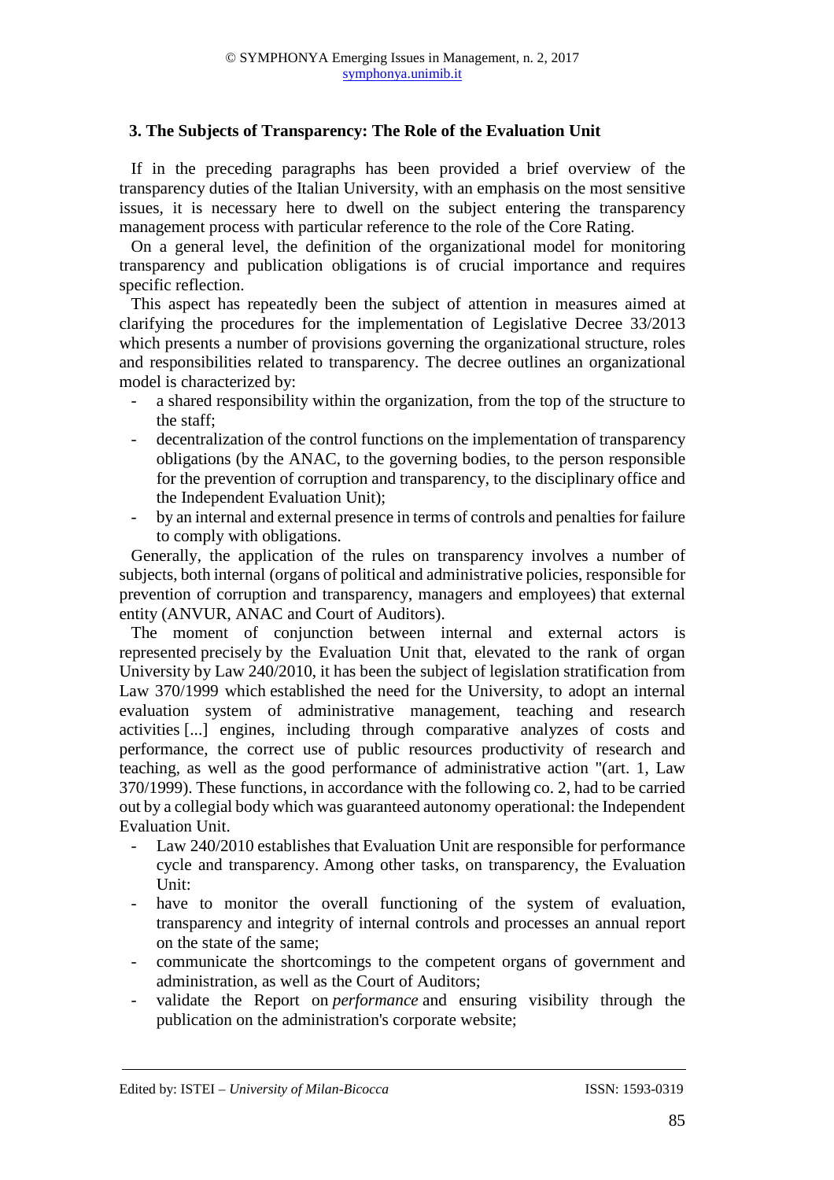## 3. The Subjects of Transparency: The Role of the Evaluation Unit

If in the preceding paragraphs has been provided a brief overview of the transparency duties of the Italian University, with an emphasis on the most sensitive issues, it is necessary here to dwell on the subject entering the transparency management process with particular reference to the role of the Core Rating.

On a general level, the definition of the organizational model for monitoring transparency and publication obligations is of crucial importance and requires specific reflection.

This aspect has repeatedly been the subject of attention in measures aimed at clarifying the procedures for the implementation of Legislative Decree 33/2013 which presents a number of provisions governing the organizational structure, roles and responsibilities related to transparency. The decree outlines an organizational model is characterized by:

- a shared responsibility within the organization, from the top of the structure to the staff;
- decentralization of the control functions on the implementation of transparency obligations (by the ANAC, to the governing bodies, to the person responsible for the prevention of corruption and transparency, to the disciplinary office and the Independent Evaluation Unit);
- by an internal and external presence in terms of controls and penalties for failure to comply with obligations.

Generally, the application of the rules on transparency involves a number of subjects, both internal (organs of political and administrative policies, responsible for prevention of corruption and transparency, managers and employees) that external entity (ANVUR, ANAC and Court of Auditors).

The moment of conjunction between internal and external actors is represented precisely by the Evaluation Unit that, elevated to the rank of organ University by Law 240/2010, it has been the subject of legislation stratification from Law 370/1999 which established the need for the University, to adopt an internal evaluation system of administrative management, teaching and research activities [...] engines, including through comparative analyzes of costs and performance, the correct use of public resources productivity of research and teaching, as well as the good performance of administrative action "(art. 1, Law 370/1999). These functions, in accordance with the following co. 2, had to be carried out by a collegial body which was guaranteed autonomy operational: the Independent Evaluation Unit.

- Law 240/2010 establishes that Evaluation Unit are responsible for performance cycle and transparency. Among other tasks, on transparency, the Evaluation Unit:
- have to monitor the overall functioning of the system of evaluation, transparency and integrity of internal controls and processes an annual report on the state of the same;
- communicate the shortcomings to the competent organs of government and administration, as well as the Court of Auditors;
- validate the Report on *performance* and ensuring visibility through the publication on the administration's corporate website;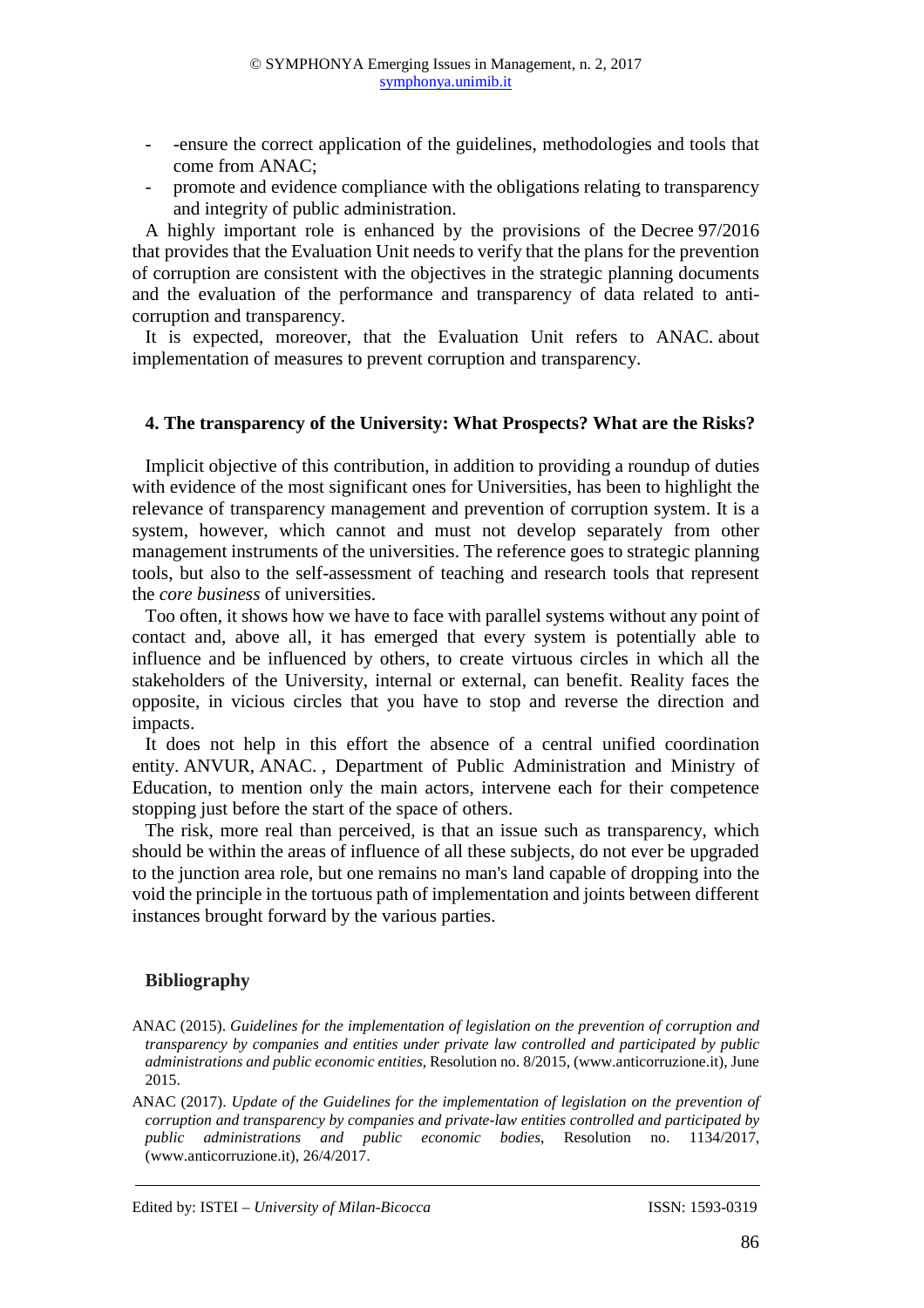- -ensure the correct application of the guidelines, methodologies and tools that come from ANAC;
- promote and evidence compliance with the obligations relating to transparency and integrity of public administration.

A highly important role is enhanced by the provisions of the Decree 97/2016 that provides that the Evaluation Unit needs to verify that the plans for the prevention of corruption are consistent with the objectives in the strategic planning documents and the evaluation of the performance and transparency of data related to anti-corruption and transparency.

It is expected, moreover, that the Evaluation Unit refers to ANAC. about implementation of measures to prevent corruption and transparency.

## 4. The transparency of the University: What Prospects? What are the Risks?

Implicit objective of this contribution, in addition to providing a roundup of duties with evidence of the most significant ones for Universities, has been to highlight the relevance of transparency management and prevention of corruption system. It is a system, however, which cannot and must not develop separately from other management instruments of the universities. The reference goes to strategic planning tools, but also to the self-assessment of teaching and research tools that represent the *core business* of universities.

Too often, it shows how we have to face with parallel systems without any point of contact and, above all, it has emerged that every system is potentially able to influence and be influenced by others, to create virtuous circles in which all the stakeholders of the University, internal or external, can benefit. Reality faces the opposite, in vicious circles that you have to stop and reverse the direction and impacts.

It does not help in this effort the absence of a central unified coordination entity. ANVUR, ANAC. , Department of Public Administration and Ministry of Education, to mention only the main actors, intervene each for their competence stopping just before the start of the space of others.

The risk, more real than perceived, is that an issue such as transparency, which should be within the areas of influence of all these subjects, do not ever be upgraded to the junction area role, but one remains no man's land capable of dropping into the void the principle in the tortuous path of implementation and joints between different instances brought forward by the various parties.

## Bibliography

ANAC (2015). *Guidelines for the implementation of legislation on the prevention of corruption and transparency by companies and entities under private law controlled and participated by public administrations and public economic entities*, Resolution no. 8/2015, (www.anticorruzione.it), June 2015.

ANAC (2017). *Update of the Guidelines for the implementation of legislation on the prevention of corruption and transparency by companies and private-law entities controlled and participated by public administrations and public economic bodies*, Resolution no. 1134/2017, (www.anticorruzione.it), 26/4/2017.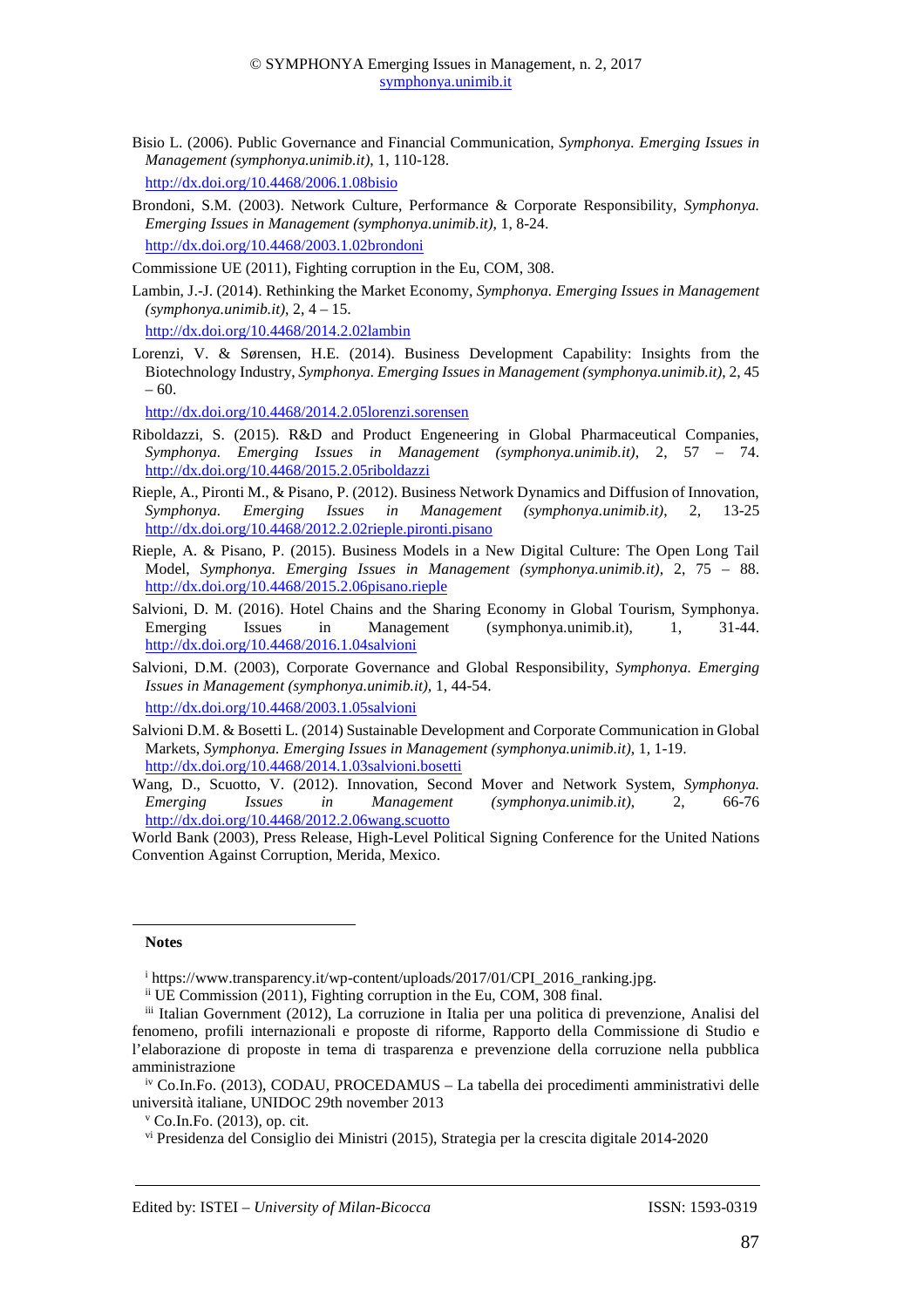Bisio L. (2006). Public Governance and Financial Communication, *Symphonya. Emerging Issues in Management (symphonya.unimib.it)*, 1, 110-128.
http://dx.doi.org/10.4468/2006.1.08bisio

Brondoni, S.M. (2003). Network Culture, Performance & Corporate Responsibility, *Symphonya. Emerging Issues in Management (symphonya.unimib.it)*, 1, 8-24.
http://dx.doi.org/10.4468/2003.1.02brondoni

Commissione UE (2011), Fighting corruption in the Eu, COM, 308.

Lambin, J.-J. (2014). Rethinking the Market Economy, *Symphonya. Emerging Issues in Management (symphonya.unimib.it)*, 2, 4 – 15.
http://dx.doi.org/10.4468/2014.2.02lambin

Lorenzi, V. & Sørensen, H.E. (2014). Business Development Capability: Insights from the Biotechnology Industry, *Symphonya. Emerging Issues in Management (symphonya.unimib.it)*, 2, 45 – 60.
http://dx.doi.org/10.4468/2014.2.05lorenzi.sorensen

Riboldazzi, S. (2015). R&D and Product Engeneering in Global Pharmaceutical Companies, *Symphonya. Emerging Issues in Management (symphonya.unimib.it)*, 2, 57 – 74. http://dx.doi.org/10.4468/2015.2.05riboldazzi

Rieple, A., Pironti M., & Pisano, P. (2012). Business Network Dynamics and Diffusion of Innovation, *Symphonya. Emerging Issues in Management (symphonya.unimib.it)*, 2, 13-25 http://dx.doi.org/10.4468/2012.2.02rieple.pironti.pisano

Rieple, A. & Pisano, P. (2015). Business Models in a New Digital Culture: The Open Long Tail Model, *Symphonya. Emerging Issues in Management (symphonya.unimib.it)*, 2, 75 – 88. http://dx.doi.org/10.4468/2015.2.06pisano.rieple

Salvioni, D. M. (2016). Hotel Chains and the Sharing Economy in Global Tourism, Symphonya. Emerging Issues in Management (symphonya.unimib.it), 1, 31-44. http://dx.doi.org/10.4468/2016.1.04salvioni

Salvioni, D.M. (2003), Corporate Governance and Global Responsibility, *Symphonya. Emerging Issues in Management (symphonya.unimib.it)*, 1, 44-54.
http://dx.doi.org/10.4468/2003.1.05salvioni

Salvioni D.M. & Bosetti L. (2014) Sustainable Development and Corporate Communication in Global Markets, *Symphonya. Emerging Issues in Management (symphonya.unimib.it)*, 1, 1-19. http://dx.doi.org/10.4468/2014.1.03salvioni.bosetti

Wang, D., Scuotto, V. (2012). Innovation, Second Mover and Network System, *Symphonya. Emerging Issues in Management (symphonya.unimib.it)*, 2, 66-76 http://dx.doi.org/10.4468/2012.2.06wang.scuotto

World Bank (2003), Press Release, High-Level Political Signing Conference for the United Nations Convention Against Corruption, Merida, Mexico.

**Notes**

[i] https://www.transparency.it/wp-content/uploads/2017/01/CPI_2016_ranking.jpg.

[ii] UE Commission (2011), Fighting corruption in the Eu, COM, 308 final.

[iii] Italian Government (2012), La corruzione in Italia per una politica di prevenzione, Analisi del fenomeno, profili internazionali e proposte di riforme, Rapporto della Commissione di Studio e l'elaborazione di proposte in tema di trasparenza e prevenzione della corruzione nella pubblica amministrazione

[iv] Co.In.Fo. (2013), CODAU, PROCEDAMUS – La tabella dei procedimenti amministrativi delle università italiane, UNIDOC 29th november 2013

[v] Co.In.Fo. (2013), op. cit.

[vi] Presidenza del Consiglio dei Ministri (2015), Strategia per la crescita digitale 2014-2020